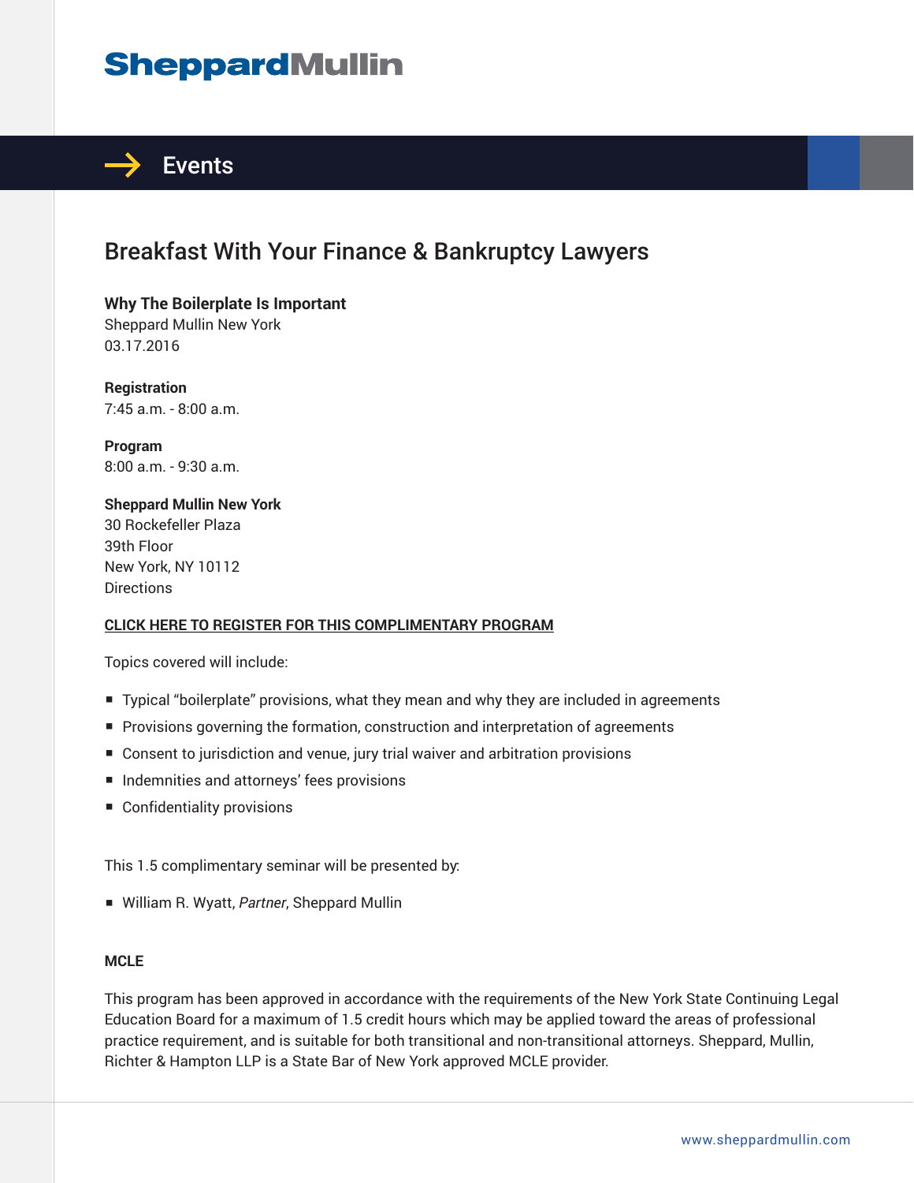# SheppardMullin

## Events

# Breakfast With Your Finance & Bankruptcy Lawyers

**Why The Boilerplate Is Important**
Sheppard Mullin New York
03.17.2016

**Registration**
7:45 a.m. - 8:00 a.m.

**Program**
8:00 a.m. - 9:30 a.m.

**Sheppard Mullin New York**
30 Rockefeller Plaza
39th Floor
New York, NY 10112
Directions

**CLICK HERE TO REGISTER FOR THIS COMPLIMENTARY PROGRAM**

Topics covered will include:

- Typical "boilerplate" provisions, what they mean and why they are included in agreements
- Provisions governing the formation, construction and interpretation of agreements
- Consent to jurisdiction and venue, jury trial waiver and arbitration provisions
- Indemnities and attorneys' fees provisions
- Confidentiality provisions

This 1.5 complimentary seminar will be presented by:

- William R. Wyatt, *Partner*, Sheppard Mullin

**MCLE**

This program has been approved in accordance with the requirements of the New York State Continuing Legal Education Board for a maximum of 1.5 credit hours which may be applied toward the areas of professional practice requirement, and is suitable for both transitional and non-transitional attorneys. Sheppard, Mullin, Richter & Hampton LLP is a State Bar of New York approved MCLE provider.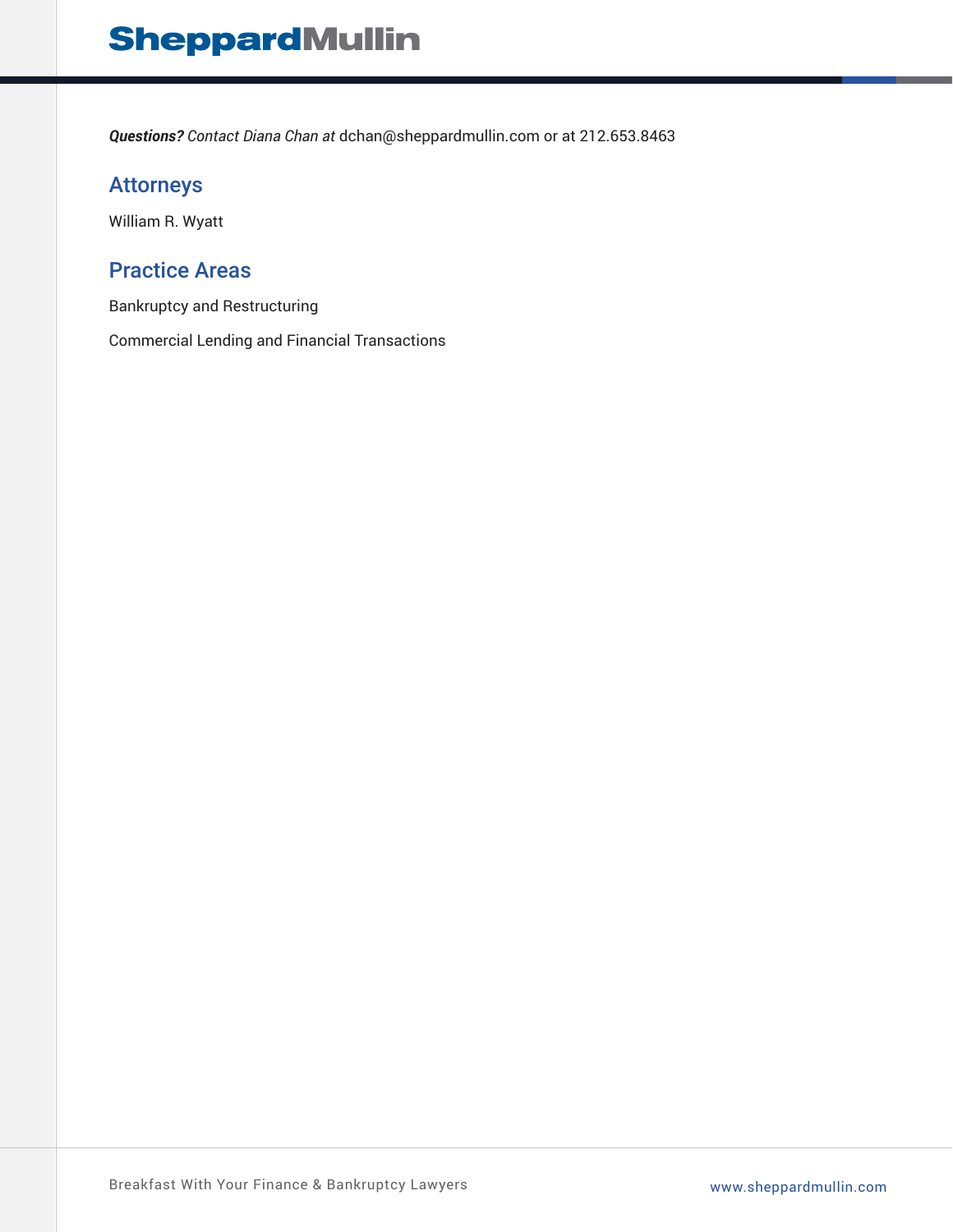***Questions?*** *Contact Diana Chan at* dchan@sheppardmullin.com or at 212.653.8463

## Attorneys

William R. Wyatt

## Practice Areas

Bankruptcy and Restructuring

Commercial Lending and Financial Transactions